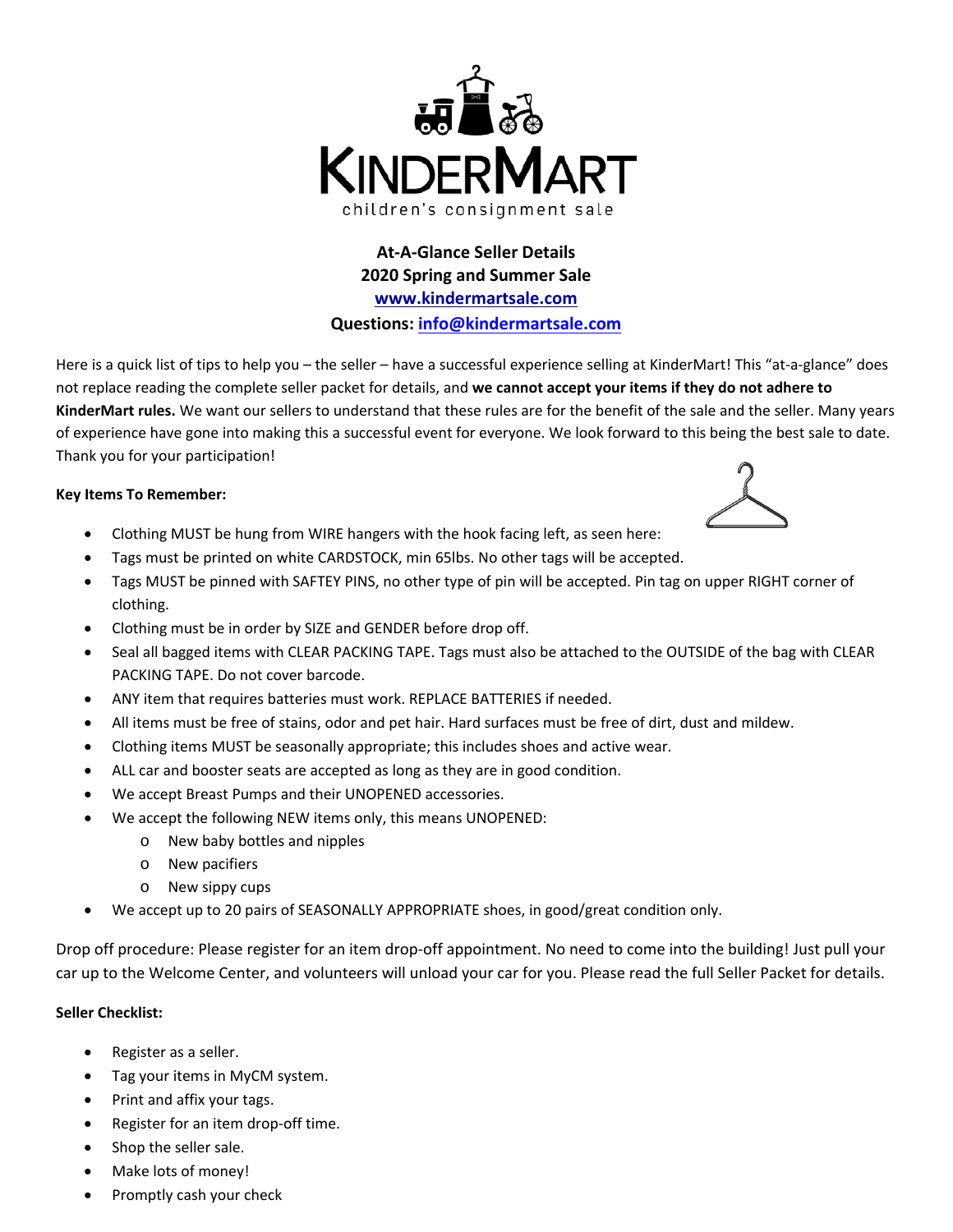# KINDERMART

children's consignment sale

**At-A-Glance Seller Details**
**2020 Spring and Summer Sale**
**[www.kindermartsale.com](http://www.kindermartsale.com)**
**Questions: [info@kindermartsale.com](mailto:info@kindermartsale.com)**

Here is a quick list of tips to help you – the seller – have a successful experience selling at KinderMart! This "at-a-glance" does not replace reading the complete seller packet for details, and **we cannot accept your items if they do not adhere to KinderMart rules.** We want our sellers to understand that these rules are for the benefit of the sale and the seller. Many years of experience have gone into making this a successful event for everyone. We look forward to this being the best sale to date. Thank you for your participation!

**Key Items To Remember:**

- Clothing MUST be hung from WIRE hangers with the hook facing left, as seen here:
- Tags must be printed on white CARDSTOCK, min 65lbs. No other tags will be accepted.
- Tags MUST be pinned with SAFTEY PINS, no other type of pin will be accepted. Pin tag on upper RIGHT corner of clothing.
- Clothing must be in order by SIZE and GENDER before drop off.
- Seal all bagged items with CLEAR PACKING TAPE. Tags must also be attached to the OUTSIDE of the bag with CLEAR PACKING TAPE. Do not cover barcode.
- ANY item that requires batteries must work. REPLACE BATTERIES if needed.
- All items must be free of stains, odor and pet hair. Hard surfaces must be free of dirt, dust and mildew.
- Clothing items MUST be seasonally appropriate; this includes shoes and active wear.
- ALL car and booster seats are accepted as long as they are in good condition.
- We accept Breast Pumps and their UNOPENED accessories.
- We accept the following NEW items only, this means UNOPENED:
  - New baby bottles and nipples
  - New pacifiers
  - New sippy cups
- We accept up to 20 pairs of SEASONALLY APPROPRIATE shoes, in good/great condition only.

Drop off procedure: Please register for an item drop-off appointment. No need to come into the building! Just pull your car up to the Welcome Center, and volunteers will unload your car for you. Please read the full Seller Packet for details.

**Seller Checklist:**

- Register as a seller.
- Tag your items in MyCM system.
- Print and affix your tags.
- Register for an item drop-off time.
- Shop the seller sale.
- Make lots of money!
- Promptly cash your check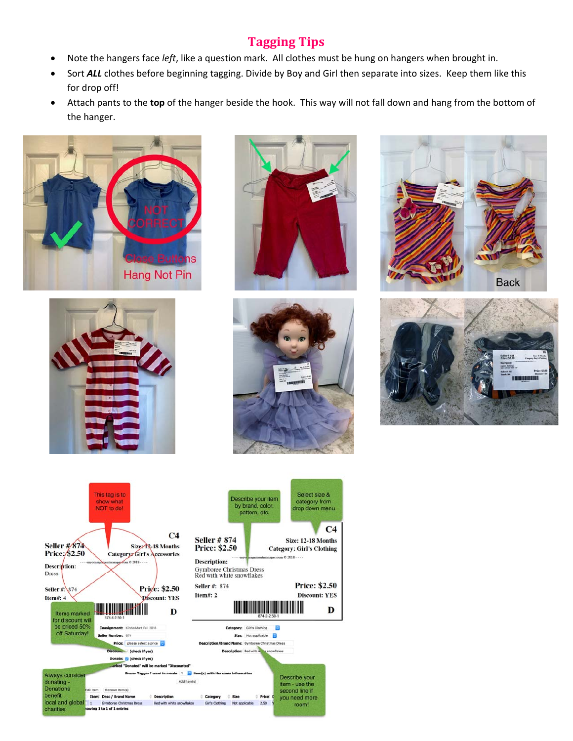## Tagging Tips

- Note the hangers face *left*, like a question mark. All clothes must be hung on hangers when brought in.
- Sort ***ALL*** clothes before beginning tagging. Divide by Boy and Girl then separate into sizes. Keep them like this for drop off!
- Attach pants to the **top** of the hanger beside the hook. This way will not fall down and hang from the bottom of the hanger.

NOT CORRECT

Close Buttons

Hang Not Pin

Back

This tag is to show what NOT to do!

C4

Seller # 874
Price: $2.50

Size: 12-18 Months
Category: Girl's Accessories

Description:
Dress

Seller #: 874
Item#: 4

Price: $2.50
Discount: YES

D

Items marked for discount will be priced 50% off Saturday!

Always consider donating - Donations benefit local and global charities

Describe your item by brand, color, pattern, etc.

Select size & category from drop down menu

C4

Seller # 874
Price: $2.50

Size: 12-18 Months
Category: Girl's Clothing

Description:
Gymboree Christmas Dress
Red with white snowflakes

Seller #: 874
Item#: 2

Price: $2.50
Discount: YES

874-2-2.50-1

D

Describe your item - use the second line if you need more room!